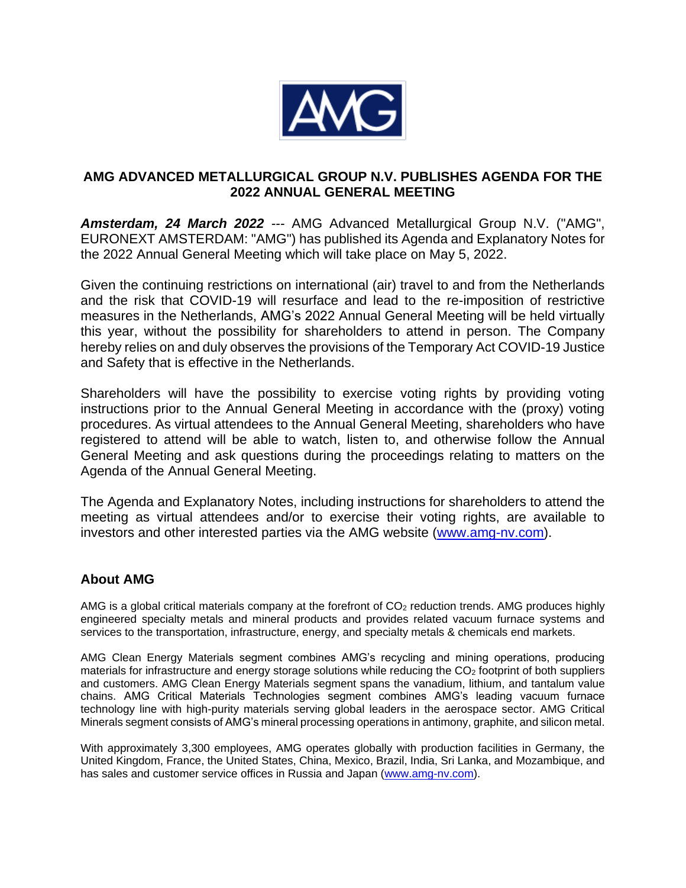# AMG ADVANCED METALLURGICAL GROUP N.V. PUBLISHES AGENDA FOR THE 2022 ANNUAL GENERAL MEETING

***Amsterdam, 24 March 2022*** --- AMG Advanced Metallurgical Group N.V. ("AMG", EURONEXT AMSTERDAM: "AMG") has published its Agenda and Explanatory Notes for the 2022 Annual General Meeting which will take place on May 5, 2022.

Given the continuing restrictions on international (air) travel to and from the Netherlands and the risk that COVID-19 will resurface and lead to the re-imposition of restrictive measures in the Netherlands, AMG's 2022 Annual General Meeting will be held virtually this year, without the possibility for shareholders to attend in person. The Company hereby relies on and duly observes the provisions of the Temporary Act COVID-19 Justice and Safety that is effective in the Netherlands.

Shareholders will have the possibility to exercise voting rights by providing voting instructions prior to the Annual General Meeting in accordance with the (proxy) voting procedures. As virtual attendees to the Annual General Meeting, shareholders who have registered to attend will be able to watch, listen to, and otherwise follow the Annual General Meeting and ask questions during the proceedings relating to matters on the Agenda of the Annual General Meeting.

The Agenda and Explanatory Notes, including instructions for shareholders to attend the meeting as virtual attendees and/or to exercise their voting rights, are available to investors and other interested parties via the AMG website (www.amg-nv.com).

## About AMG

AMG is a global critical materials company at the forefront of $CO_2$ reduction trends. AMG produces highly engineered specialty metals and mineral products and provides related vacuum furnace systems and services to the transportation, infrastructure, energy, and specialty metals & chemicals end markets.

AMG Clean Energy Materials segment combines AMG's recycling and mining operations, producing materials for infrastructure and energy storage solutions while reducing the $CO_2$ footprint of both suppliers and customers. AMG Clean Energy Materials segment spans the vanadium, lithium, and tantalum value chains. AMG Critical Materials Technologies segment combines AMG's leading vacuum furnace technology line with high-purity materials serving global leaders in the aerospace sector. AMG Critical Minerals segment consists of AMG's mineral processing operations in antimony, graphite, and silicon metal.

With approximately 3,300 employees, AMG operates globally with production facilities in Germany, the United Kingdom, France, the United States, China, Mexico, Brazil, India, Sri Lanka, and Mozambique, and has sales and customer service offices in Russia and Japan (www.amg-nv.com).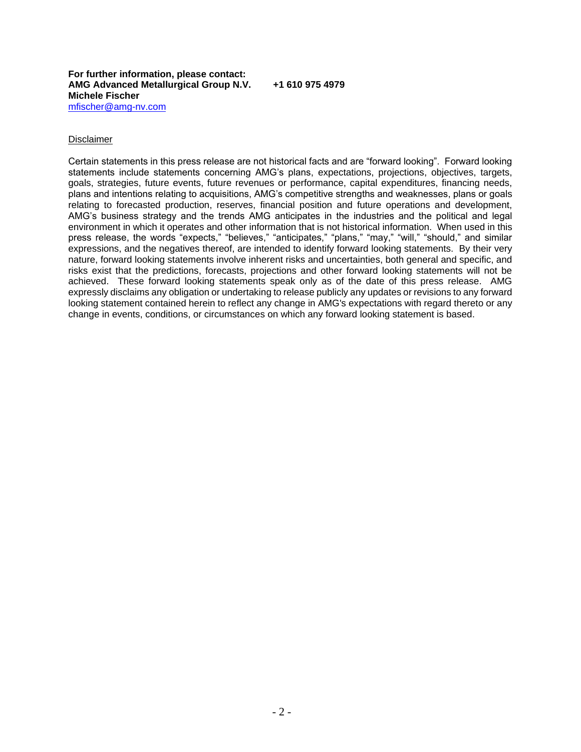**For further information, please contact:**
**AMG Advanced Metallurgical Group N.V.** **+1 610 975 4979**
**Michele Fischer**
mfischer@amg-nv.com

Disclaimer

Certain statements in this press release are not historical facts and are "forward looking". Forward looking statements include statements concerning AMG's plans, expectations, projections, objectives, targets, goals, strategies, future events, future revenues or performance, capital expenditures, financing needs, plans and intentions relating to acquisitions, AMG's competitive strengths and weaknesses, plans or goals relating to forecasted production, reserves, financial position and future operations and development, AMG's business strategy and the trends AMG anticipates in the industries and the political and legal environment in which it operates and other information that is not historical information. When used in this press release, the words "expects," "believes," "anticipates," "plans," "may," "will," "should," and similar expressions, and the negatives thereof, are intended to identify forward looking statements. By their very nature, forward looking statements involve inherent risks and uncertainties, both general and specific, and risks exist that the predictions, forecasts, projections and other forward looking statements will not be achieved. These forward looking statements speak only as of the date of this press release. AMG expressly disclaims any obligation or undertaking to release publicly any updates or revisions to any forward looking statement contained herein to reflect any change in AMG's expectations with regard thereto or any change in events, conditions, or circumstances on which any forward looking statement is based.